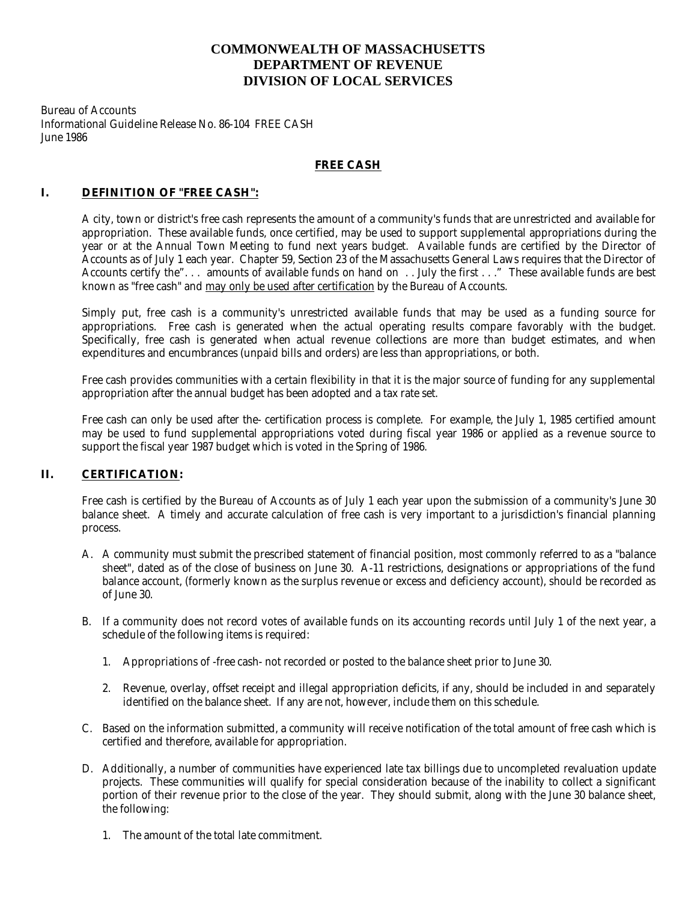# COMMONWEALTH OF MASSACHUSETTS
# DEPARTMENT OF REVENUE
# DIVISION OF LOCAL SERVICES

Bureau of Accounts
Informational Guideline Release No. 86-104 FREE CASH
June 1986

## FREE CASH

### I. DEFINITION OF "FREE CASH":

A city, town or district's free cash represents the amount of a community's funds that are unrestricted and available for appropriation. These available funds, once certified, may be used to support supplemental appropriations during the year or at the Annual Town Meeting to fund next years budget. Available funds are certified by the Director of Accounts as of July 1 each year. Chapter 59, Section 23 of the Massachusetts General Laws requires that the Director of Accounts certify the". . . amounts of available funds on hand on . . July the first . . ." These available funds are best known as "free cash" and <u>may only be used after certification</u> by the Bureau of Accounts.

Simply put, free cash is a community's unrestricted available funds that may be used as a funding source for appropriations. Free cash is generated when the actual operating results compare favorably with the budget. Specifically, free cash is generated when actual revenue collections are more than budget estimates, and when expenditures and encumbrances (unpaid bills and orders) are less than appropriations, or both.

Free cash provides communities with a certain flexibility in that it is the major source of funding for any supplemental appropriation after the annual budget has been adopted and a tax rate set.

Free cash can only be used after the- certification process is complete. For example, the July 1, 1985 certified amount may be used to fund supplemental appropriations voted during fiscal year 1986 or applied as a revenue source to support the fiscal year 1987 budget which is voted in the Spring of 1986.

### II. CERTIFICATION:

Free cash is certified by the Bureau of Accounts as of July 1 each year upon the submission of a community's June 30 balance sheet. A timely and accurate calculation of free cash is very important to a jurisdiction's financial planning process.

A. A community must submit the prescribed statement of financial position, most commonly referred to as a "balance sheet", dated as of the close of business on June 30. A-11 restrictions, designations or appropriations of the fund balance account, (formerly known as the surplus revenue or excess and deficiency account), should be recorded as of June 30.

B. If a community does not record votes of available funds on its accounting records until July 1 of the next year, a schedule of the following items is required:

   1. Appropriations of -free cash- not recorded or posted to the balance sheet prior to June 30.

   2. Revenue, overlay, offset receipt and illegal appropriation deficits, if any, should be included in and separately identified on the balance sheet. If any are not, however, include them on this schedule.

C. Based on the information submitted, a community will receive notification of the total amount of free cash which is certified and therefore, available for appropriation.

D. Additionally, a number of communities have experienced late tax billings due to uncompleted revaluation update projects. These communities will qualify for special consideration because of the inability to collect a significant portion of their revenue prior to the close of the year. They should submit, along with the June 30 balance sheet, the following:

   1. The amount of the total late commitment.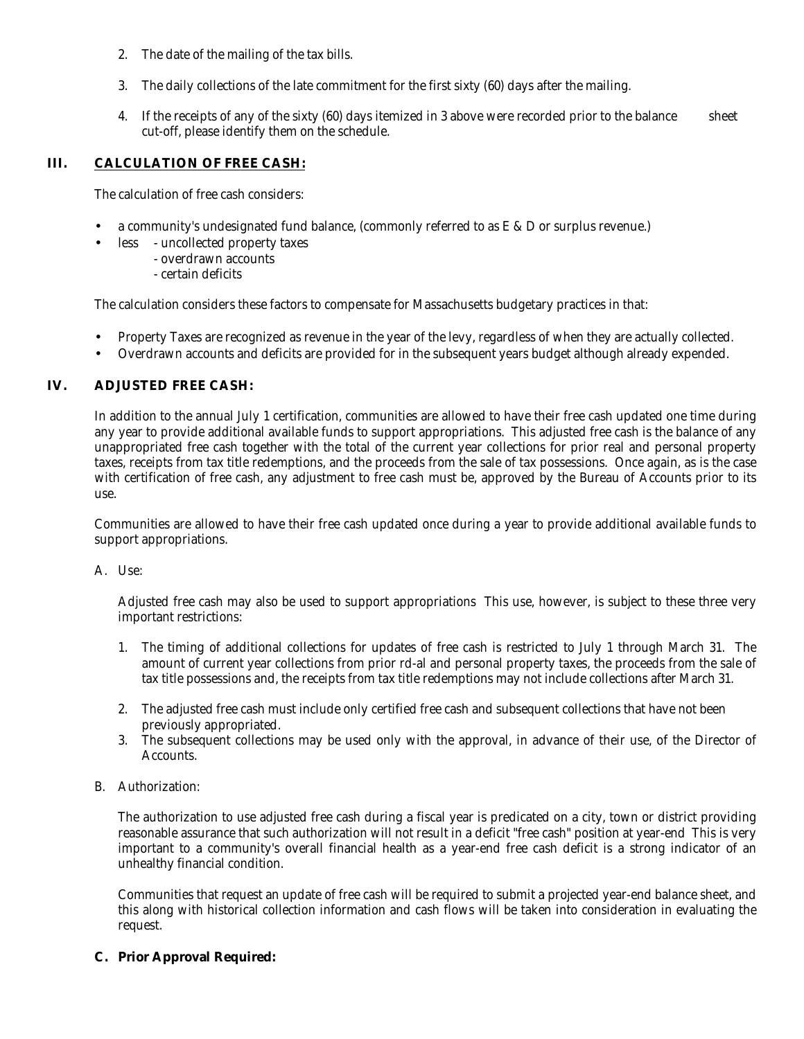2. The date of the mailing of the tax bills.

3. The daily collections of the late commitment for the first sixty (60) days after the mailing.

4. If the receipts of any of the sixty (60) days itemized in 3 above were recorded prior to the balance sheet cut-off, please identify them on the schedule.

## III. CALCULATION OF FREE CASH:

The calculation of free cash considers:

- a community's undesignated fund balance, (commonly referred to as E & D or surplus revenue.)
- less - uncollected property taxes
  - overdrawn accounts
  - certain deficits

The calculation considers these factors to compensate for Massachusetts budgetary practices in that:

- Property Taxes are recognized as revenue in the year of the levy, regardless of when they are actually collected.
- Overdrawn accounts and deficits are provided for in the subsequent years budget although already expended.

## IV. ADJUSTED FREE CASH:

In addition to the annual July 1 certification, communities are allowed to have their free cash updated one time during any year to provide additional available funds to support appropriations. This adjusted free cash is the balance of any unappropriated free cash together with the total of the current year collections for prior real and personal property taxes, receipts from tax title redemptions, and the proceeds from the sale of tax possessions. Once again, as is the case with certification of free cash, any adjustment to free cash must be, approved by the Bureau of Accounts prior to its use.

Communities are allowed to have their free cash updated once during a year to provide additional available funds to support appropriations.

A. Use:

Adjusted free cash may also be used to support appropriations This use, however, is subject to these three very important restrictions:

1. The timing of additional collections for updates of free cash is restricted to July 1 through March 31. The amount of current year collections from prior rd-al and personal property taxes, the proceeds from the sale of tax title possessions and, the receipts from tax title redemptions may not include collections after March 31.

2. The adjusted free cash must include only certified free cash and subsequent collections that have not been previously appropriated.
3. The subsequent collections may be used only with the approval, in advance of their use, of the Director of Accounts.

B. Authorization:

The authorization to use adjusted free cash during a fiscal year is predicated on a city, town or district providing reasonable assurance that such authorization will not result in a deficit "free cash" position at year-end This is very important to a community's overall financial health as a year-end free cash deficit is a strong indicator of an unhealthy financial condition.

Communities that request an update of free cash will be required to submit a projected year-end balance sheet, and this along with historical collection information and cash flows will be taken into consideration in evaluating the request.

**C. Prior Approval Required:**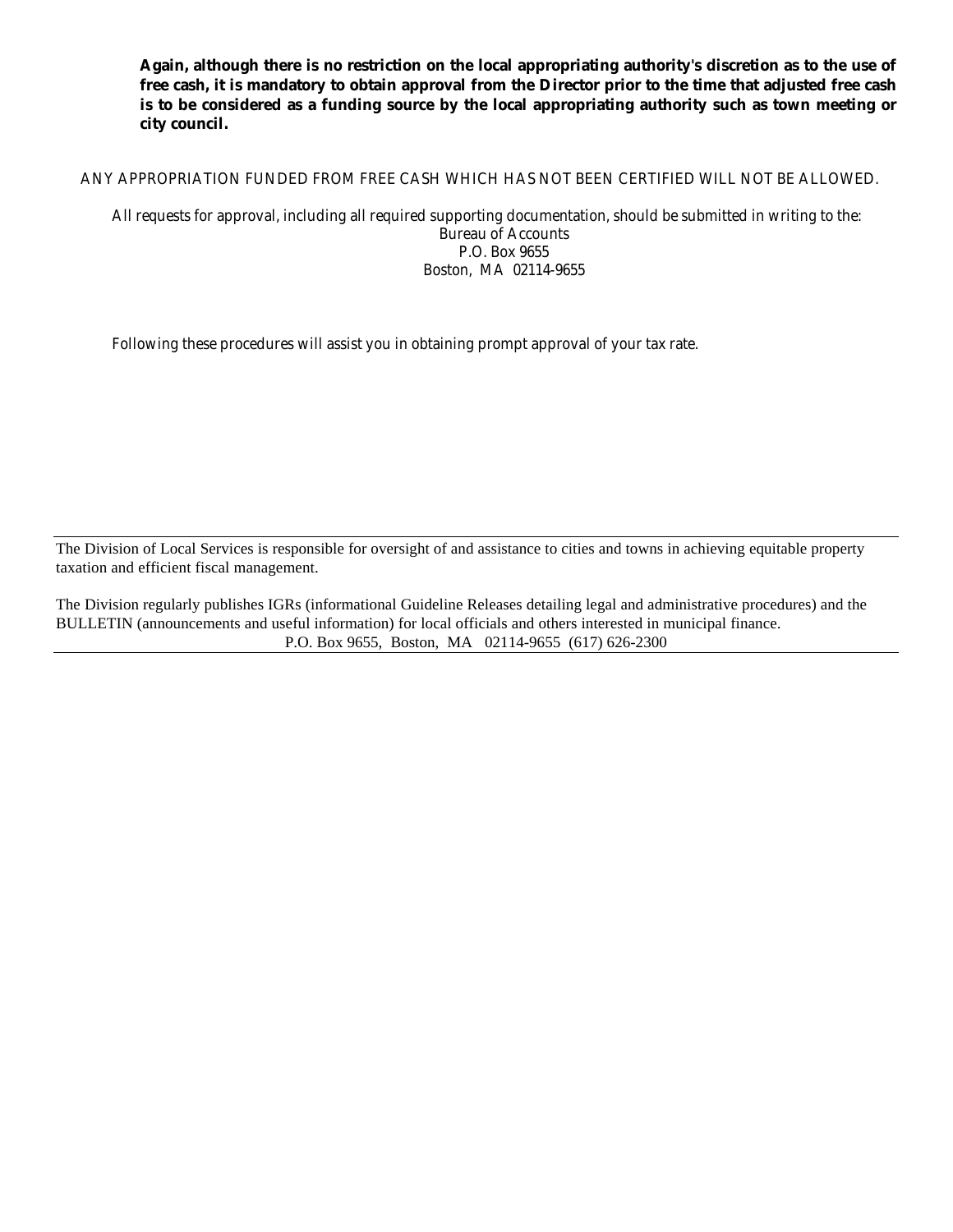**Again, although there is no restriction on the local appropriating authority's discretion as to the use of free cash, it is mandatory to obtain approval from the Director prior to the time that adjusted free cash is to be considered as a funding source by the local appropriating authority such as town meeting or city council.**

ANY APPROPRIATION FUNDED FROM FREE CASH WHICH HAS NOT BEEN CERTIFIED WILL NOT BE ALLOWED.

All requests for approval, including all required supporting documentation, should be submitted in writing to the:

Bureau of Accounts
P.O. Box 9655
Boston, MA 02114-9655

Following these procedures will assist you in obtaining prompt approval of your tax rate.

---

The Division of Local Services is responsible for oversight of and assistance to cities and towns in achieving equitable property taxation and efficient fiscal management.

The Division regularly publishes IGRs (informational Guideline Releases detailing legal and administrative procedures) and the BULLETIN (announcements and useful information) for local officials and others interested in municipal finance.

P.O. Box 9655, Boston, MA 02114-9655 (617) 626-2300

---